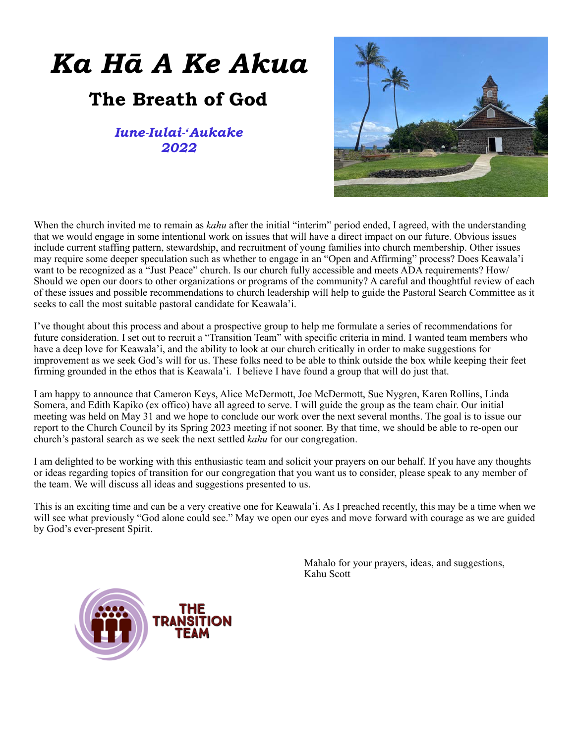# *Ka Hā A Ke Akua*

## The Breath of God

***Iune-Iulai-ʻAukake 2022***

When the church invited me to remain as *kahu* after the initial "interim" period ended, I agreed, with the understanding that we would engage in some intentional work on issues that will have a direct impact on our future. Obvious issues include current staffing pattern, stewardship, and recruitment of young families into church membership. Other issues may require some deeper speculation such as whether to engage in an "Open and Affirming" process? Does Keawala'i want to be recognized as a "Just Peace" church. Is our church fully accessible and meets ADA requirements? How/ Should we open our doors to other organizations or programs of the community? A careful and thoughtful review of each of these issues and possible recommendations to church leadership will help to guide the Pastoral Search Committee as it seeks to call the most suitable pastoral candidate for Keawala'i.

I've thought about this process and about a prospective group to help me formulate a series of recommendations for future consideration. I set out to recruit a "Transition Team" with specific criteria in mind. I wanted team members who have a deep love for Keawala'i, and the ability to look at our church critically in order to make suggestions for improvement as we seek God's will for us. These folks need to be able to think outside the box while keeping their feet firming grounded in the ethos that is Keawala'i. I believe I have found a group that will do just that.

I am happy to announce that Cameron Keys, Alice McDermott, Joe McDermott, Sue Nygren, Karen Rollins, Linda Somera, and Edith Kapiko (ex offico) have all agreed to serve. I will guide the group as the team chair. Our initial meeting was held on May 31 and we hope to conclude our work over the next several months. The goal is to issue our report to the Church Council by its Spring 2023 meeting if not sooner. By that time, we should be able to re-open our church's pastoral search as we seek the next settled *kahu* for our congregation.

I am delighted to be working with this enthusiastic team and solicit your prayers on our behalf. If you have any thoughts or ideas regarding topics of transition for our congregation that you want us to consider, please speak to any member of the team. We will discuss all ideas and suggestions presented to us.

This is an exciting time and can be a very creative one for Keawala'i. As I preached recently, this may be a time when we will see what previously "God alone could see." May we open our eyes and move forward with courage as we are guided by God's ever-present Spirit.

Mahalo for your prayers, ideas, and suggestions,
Kahu Scott

THE TRANSITION TEAM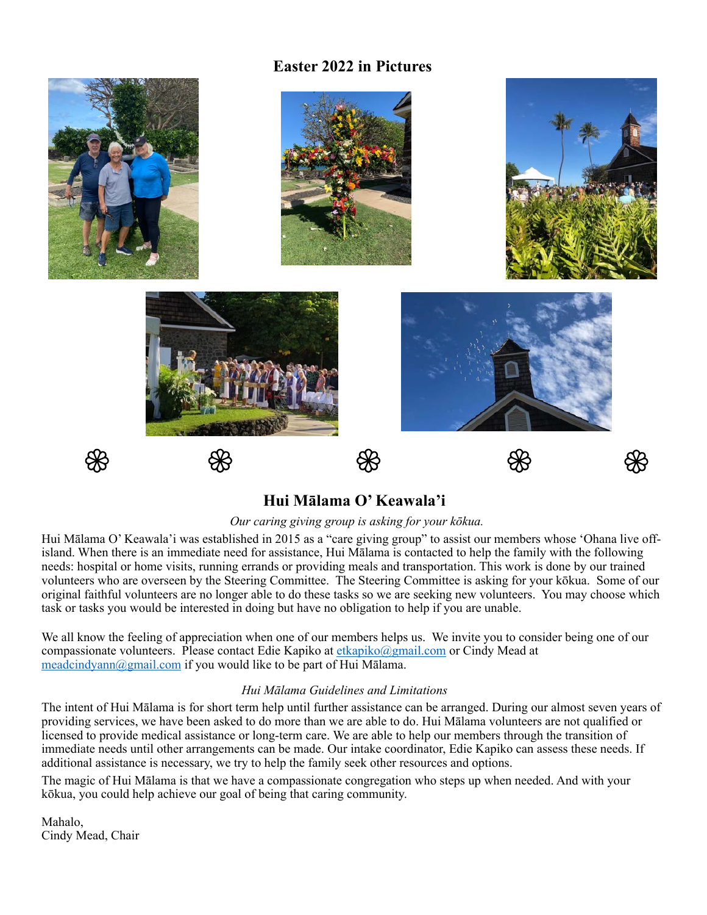## Easter 2022 in Pictures

❀ ❀ ❀ ❀ ❀

## Hui Mālama O' Keawala'i

*Our caring giving group is asking for your kōkua.*

Hui Mālama O' Keawala'i was established in 2015 as a "care giving group" to assist our members whose 'Ohana live off-island. When there is an immediate need for assistance, Hui Mālama is contacted to help the family with the following needs: hospital or home visits, running errands or providing meals and transportation. This work is done by our trained volunteers who are overseen by the Steering Committee. The Steering Committee is asking for your kōkua. Some of our original faithful volunteers are no longer able to do these tasks so we are seeking new volunteers. You may choose which task or tasks you would be interested in doing but have no obligation to help if you are unable.

We all know the feeling of appreciation when one of our members helps us. We invite you to consider being one of our compassionate volunteers. Please contact Edie Kapiko at etkapiko@gmail.com or Cindy Mead at meadcindyann@gmail.com if you would like to be part of Hui Mālama.

*Hui Mālama Guidelines and Limitations*

The intent of Hui Mālama is for short term help until further assistance can be arranged. During our almost seven years of providing services, we have been asked to do more than we are able to do. Hui Mālama volunteers are not qualified or licensed to provide medical assistance or long-term care. We are able to help our members through the transition of immediate needs until other arrangements can be made. Our intake coordinator, Edie Kapiko can assess these needs. If additional assistance is necessary, we try to help the family seek other resources and options.

The magic of Hui Mālama is that we have a compassionate congregation who steps up when needed. And with your kōkua, you could help achieve our goal of being that caring community.

Mahalo,
Cindy Mead, Chair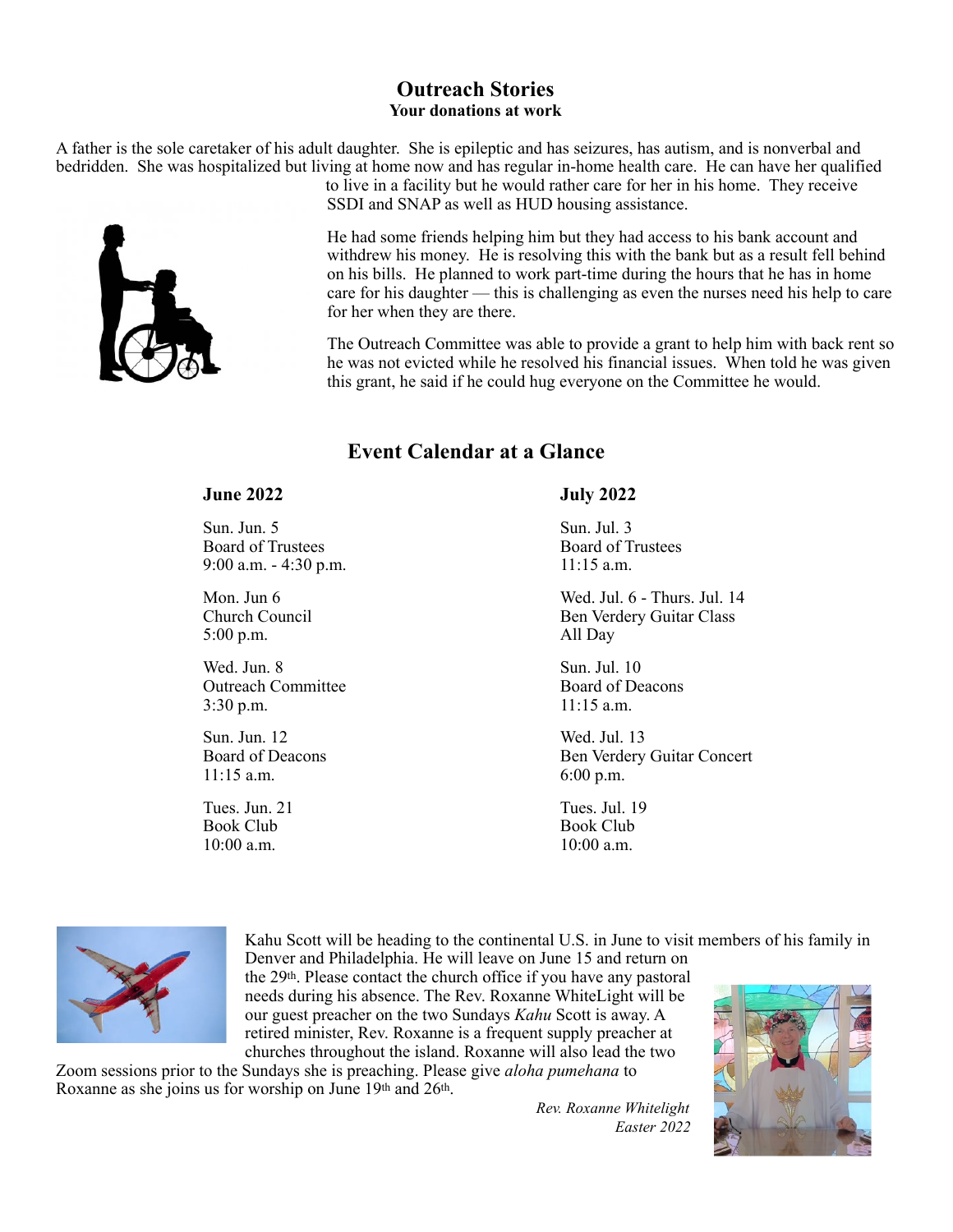## Outreach Stories

**Your donations at work**

A father is the sole caretaker of his adult daughter. She is epileptic and has seizures, has autism, and is nonverbal and bedridden. She was hospitalized but living at home now and has regular in-home health care. He can have her qualified to live in a facility but he would rather care for her in his home. They receive SSDI and SNAP as well as HUD housing assistance.

He had some friends helping him but they had access to his bank account and withdrew his money. He is resolving this with the bank but as a result fell behind on his bills. He planned to work part-time during the hours that he has in home care for his daughter — this is challenging as even the nurses need his help to care for her when they are there.

The Outreach Committee was able to provide a grant to help him with back rent so he was not evicted while he resolved his financial issues. When told he was given this grant, he said if he could hug everyone on the Committee he would.

## Event Calendar at a Glance

**June 2022**

Sun. Jun. 5
Board of Trustees
9:00 a.m. - 4:30 p.m.

Mon. Jun 6
Church Council
5:00 p.m.

Wed. Jun. 8
Outreach Committee
3:30 p.m.

Sun. Jun. 12
Board of Deacons
11:15 a.m.

Tues. Jun. 21
Book Club
10:00 a.m.

**July 2022**

Sun. Jul. 3
Board of Trustees
11:15 a.m.

Wed. Jul. 6 - Thurs. Jul. 14
Ben Verdery Guitar Class
All Day

Sun. Jul. 10
Board of Deacons
11:15 a.m.

Wed. Jul. 13
Ben Verdery Guitar Concert
6:00 p.m.

Tues. Jul. 19
Book Club
10:00 a.m.

Kahu Scott will be heading to the continental U.S. in June to visit members of his family in Denver and Philadelphia. He will leave on June 15 and return on the 29th. Please contact the church office if you have any pastoral needs during his absence. The Rev. Roxanne WhiteLight will be our guest preacher on the two Sundays *Kahu* Scott is away. A retired minister, Rev. Roxanne is a frequent supply preacher at churches throughout the island. Roxanne will also lead the two Zoom sessions prior to the Sundays she is preaching. Please give *aloha pumehana* to Roxanne as she joins us for worship on June 19th and 26th.

*Rev. Roxanne Whitelight*
*Easter 2022*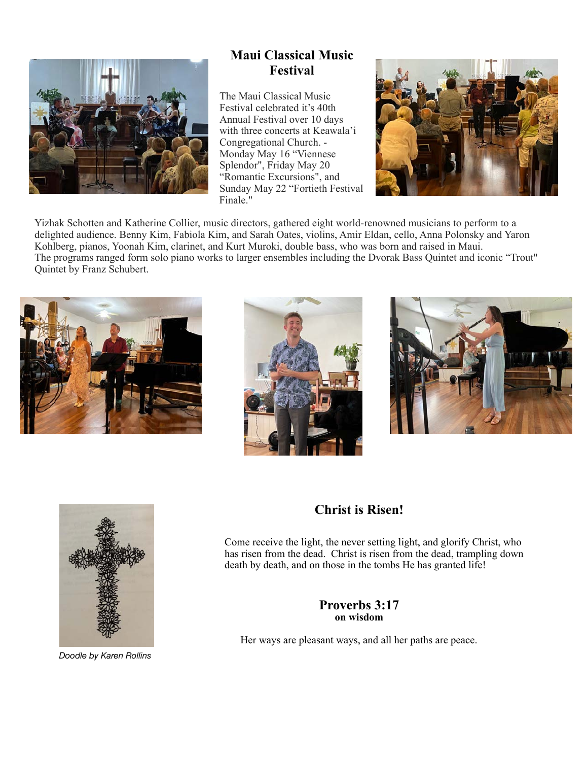## Maui Classical Music Festival

The Maui Classical Music Festival celebrated it's 40th Annual Festival over 10 days with three concerts at Keawala'i Congregational Church. - Monday May 16 "Viennese Splendor", Friday May 20 "Romantic Excursions", and Sunday May 22 "Fortieth Festival Finale."

Yizhak Schotten and Katherine Collier, music directors, gathered eight world-renowned musicians to perform to a delighted audience. Benny Kim, Fabiola Kim, and Sarah Oates, violins, Amir Eldan, cello, Anna Polonsky and Yaron Kohlberg, pianos, Yoonah Kim, clarinet, and Kurt Muroki, double bass, who was born and raised in Maui. The programs ranged form solo piano works to larger ensembles including the Dvorak Bass Quintet and iconic "Trout" Quintet by Franz Schubert.

*Doodle by Karen Rollins*

## Christ is Risen!

Come receive the light, the never setting light, and glorify Christ, who has risen from the dead. Christ is risen from the dead, trampling down death by death, and on those in the tombs He has granted life!

## Proverbs 3:17
**on wisdom**

Her ways are pleasant ways, and all her paths are peace.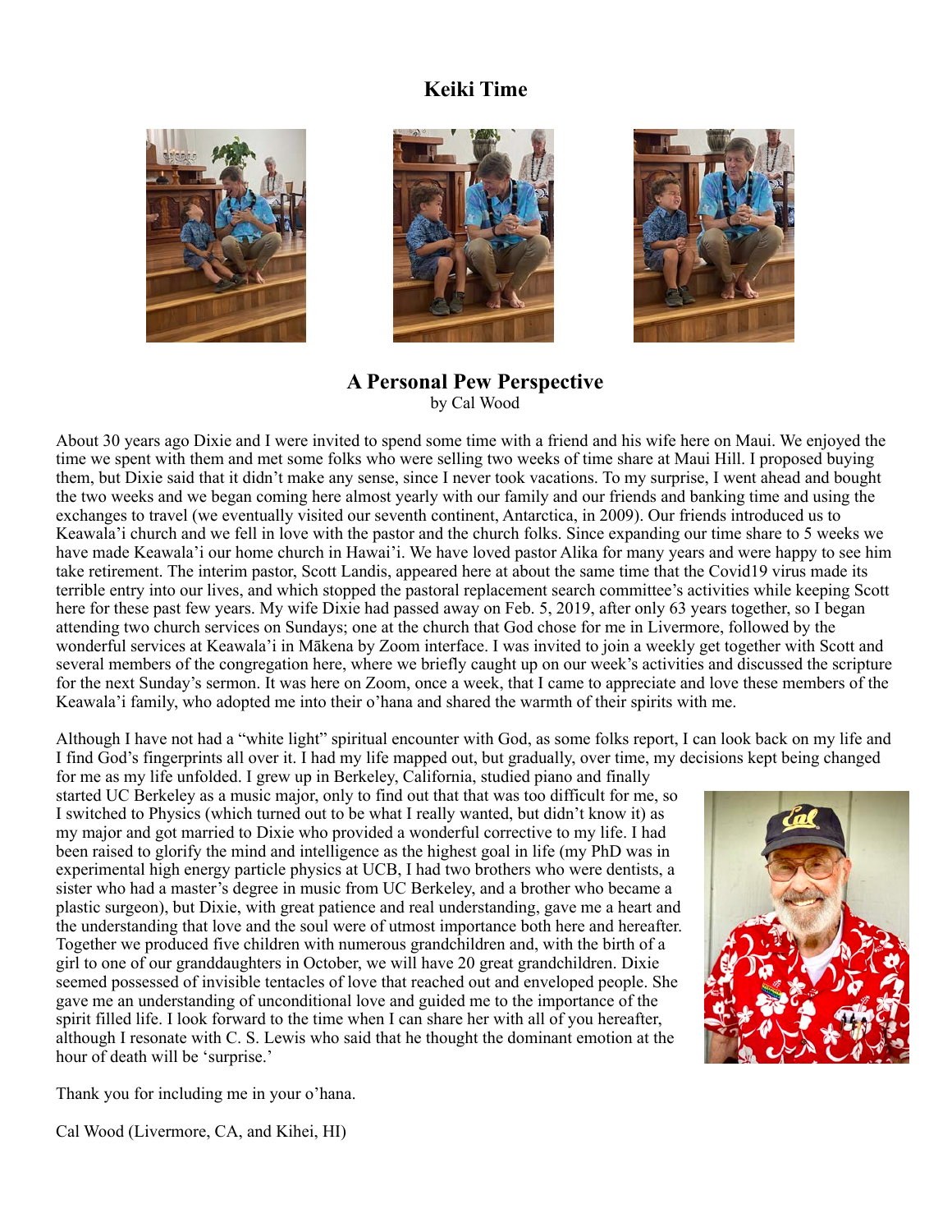## Keiki Time

## A Personal Pew Perspective

by Cal Wood

About 30 years ago Dixie and I were invited to spend some time with a friend and his wife here on Maui. We enjoyed the time we spent with them and met some folks who were selling two weeks of time share at Maui Hill. I proposed buying them, but Dixie said that it didn't make any sense, since I never took vacations. To my surprise, I went ahead and bought the two weeks and we began coming here almost yearly with our family and our friends and banking time and using the exchanges to travel (we eventually visited our seventh continent, Antarctica, in 2009). Our friends introduced us to Keawala'i church and we fell in love with the pastor and the church folks. Since expanding our time share to 5 weeks we have made Keawala'i our home church in Hawai'i. We have loved pastor Alika for many years and were happy to see him take retirement. The interim pastor, Scott Landis, appeared here at about the same time that the Covid19 virus made its terrible entry into our lives, and which stopped the pastoral replacement search committee's activities while keeping Scott here for these past few years. My wife Dixie had passed away on Feb. 5, 2019, after only 63 years together, so I began attending two church services on Sundays; one at the church that God chose for me in Livermore, followed by the wonderful services at Keawala'i in Mākena by Zoom interface. I was invited to join a weekly get together with Scott and several members of the congregation here, where we briefly caught up on our week's activities and discussed the scripture for the next Sunday's sermon. It was here on Zoom, once a week, that I came to appreciate and love these members of the Keawala'i family, who adopted me into their o'hana and shared the warmth of their spirits with me.

Although I have not had a "white light" spiritual encounter with God, as some folks report, I can look back on my life and I find God's fingerprints all over it. I had my life mapped out, but gradually, over time, my decisions kept being changed for me as my life unfolded. I grew up in Berkeley, California, studied piano and finally started UC Berkeley as a music major, only to find out that that was too difficult for me, so I switched to Physics (which turned out to be what I really wanted, but didn't know it) as my major and got married to Dixie who provided a wonderful corrective to my life. I had been raised to glorify the mind and intelligence as the highest goal in life (my PhD was in experimental high energy particle physics at UCB, I had two brothers who were dentists, a sister who had a master's degree in music from UC Berkeley, and a brother who became a plastic surgeon), but Dixie, with great patience and real understanding, gave me a heart and the understanding that love and the soul were of utmost importance both here and hereafter. Together we produced five children with numerous grandchildren and, with the birth of a girl to one of our granddaughters in October, we will have 20 great grandchildren. Dixie seemed possessed of invisible tentacles of love that reached out and enveloped people. She gave me an understanding of unconditional love and guided me to the importance of the spirit filled life. I look forward to the time when I can share her with all of you hereafter, although I resonate with C. S. Lewis who said that he thought the dominant emotion at the hour of death will be 'surprise.'

Thank you for including me in your o'hana.

Cal Wood (Livermore, CA, and Kihei, HI)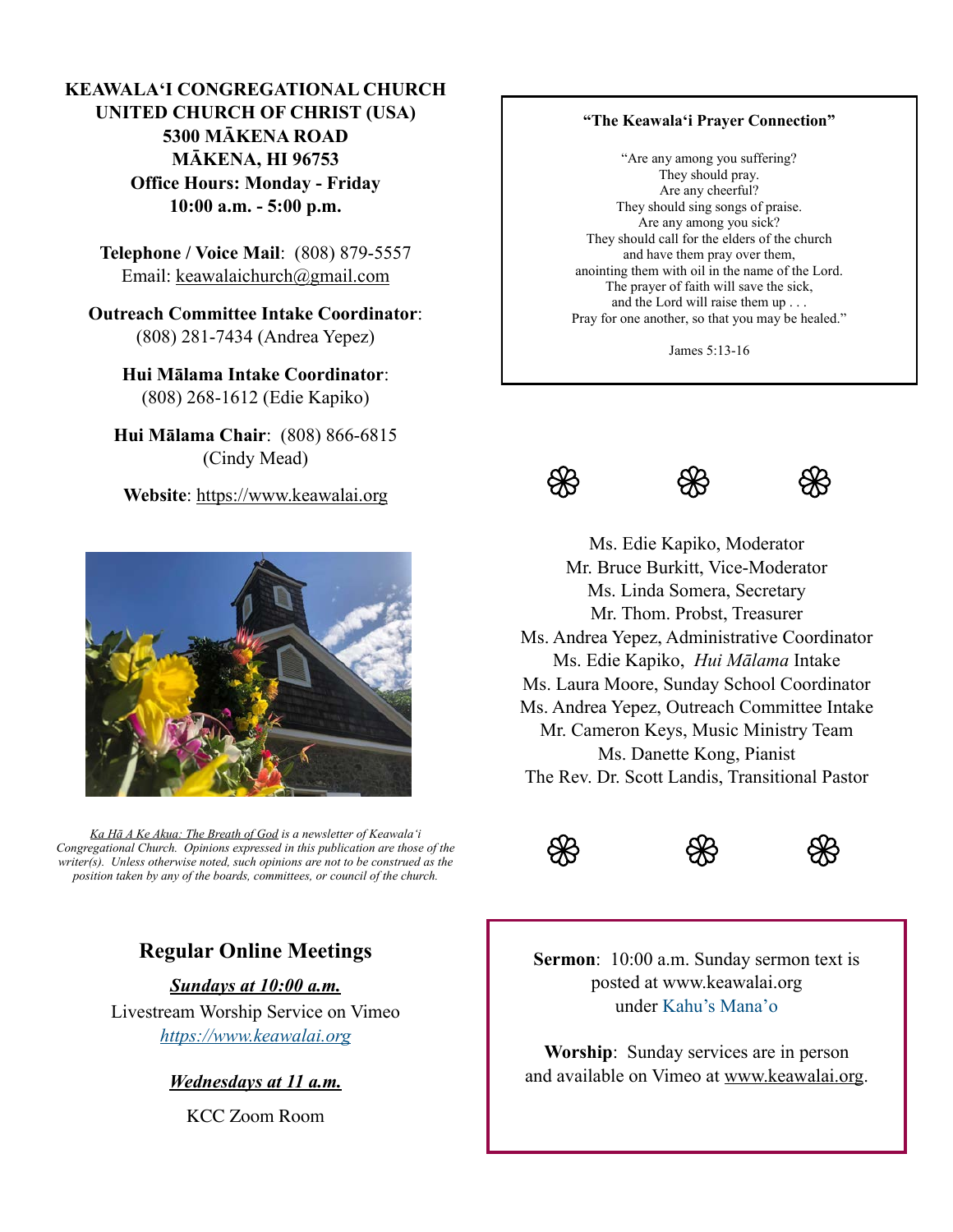**KEAWALAʻI CONGREGATIONAL CHURCH**
**UNITED CHURCH OF CHRIST (USA)**
**5300 MĀKENA ROAD**
**MĀKENA, HI 96753**
**Office Hours: Monday - Friday**
**10:00 a.m. - 5:00 p.m.**

**Telephone / Voice Mail**: (808) 879-5557
Email: keawalaichurch@gmail.com

**Outreach Committee Intake Coordinator**:
(808) 281-7434 (Andrea Yepez)

**Hui Mālama Intake Coordinator**:
(808) 268-1612 (Edie Kapiko)

**Hui Mālama Chair**: (808) 866-6815
(Cindy Mead)

**Website**: https://www.keawalai.org

*Ka Hā A Ke Akua: The Breath of God is a newsletter of Keawalaʻi Congregational Church. Opinions expressed in this publication are those of the writer(s). Unless otherwise noted, such opinions are not to be construed as the position taken by any of the boards, committees, or council of the church.*

## Regular Online Meetings

***Sundays at 10:00 a.m.***

Livestream Worship Service on Vimeo
*https://www.keawalai.org*

***Wednesdays at 11 a.m.***

KCC Zoom Room

**"The Keawalaʻi Prayer Connection"**

"Are any among you suffering?
They should pray.
Are any cheerful?
They should sing songs of praise.
Are any among you sick?
They should call for the elders of the church
and have them pray over them,
anointing them with oil in the name of the Lord.
The prayer of faith will save the sick,
and the Lord will raise them up . . .
Pray for one another, so that you may be healed."

James 5:13-16

❀ ❀ ❀

Ms. Edie Kapiko, Moderator
Mr. Bruce Burkitt, Vice-Moderator
Ms. Linda Somera, Secretary
Mr. Thom. Probst, Treasurer
Ms. Andrea Yepez, Administrative Coordinator
Ms. Edie Kapiko, *Hui Mālama* Intake
Ms. Laura Moore, Sunday School Coordinator
Ms. Andrea Yepez, Outreach Committee Intake
Mr. Cameron Keys, Music Ministry Team
Ms. Danette Kong, Pianist
The Rev. Dr. Scott Landis, Transitional Pastor

❀ ❀ ❀

**Sermon**: 10:00 a.m. Sunday sermon text is posted at www.keawalai.org under Kahu's Mana'o

**Worship**: Sunday services are in person and available on Vimeo at www.keawalai.org.